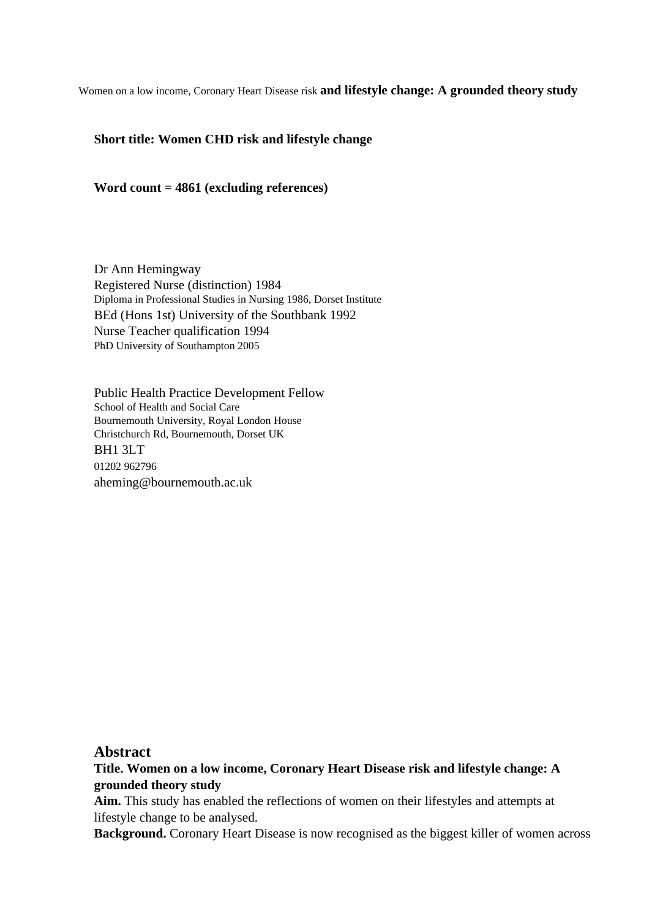Women on a low income, Coronary Heart Disease risk **and lifestyle change: A grounded theory study**

**Short title: Women CHD risk and lifestyle change**

**Word count = 4861 (excluding references)**

Dr Ann Hemingway
Registered Nurse (distinction) 1984
Diploma in Professional Studies in Nursing 1986, Dorset Institute
BEd (Hons 1st) University of the Southbank 1992
Nurse Teacher qualification 1994
PhD University of Southampton 2005

Public Health Practice Development Fellow
School of Health and Social Care
Bournemouth University, Royal London House
Christchurch Rd, Bournemouth, Dorset UK
BH1 3LT
01202 962796
aheming@bournemouth.ac.uk

## Abstract

**Title. Women on a low income, Coronary Heart Disease risk and lifestyle change: A grounded theory study**

**Aim.** This study has enabled the reflections of women on their lifestyles and attempts at lifestyle change to be analysed.

**Background.** Coronary Heart Disease is now recognised as the biggest killer of women across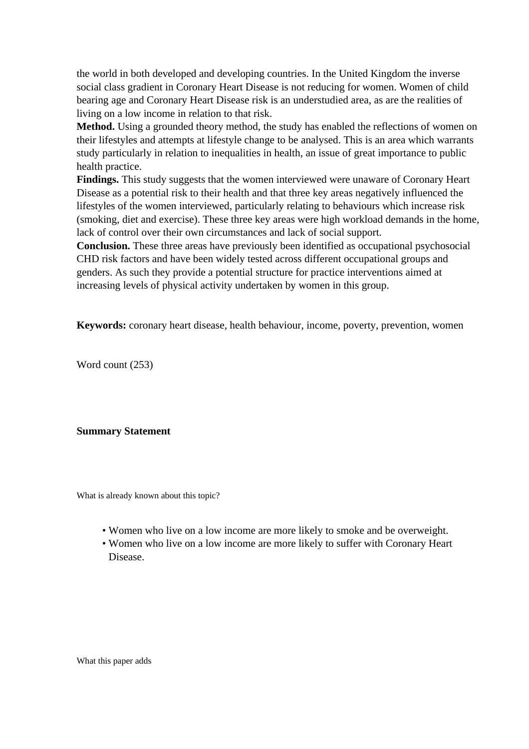the world in both developed and developing countries. In the United Kingdom the inverse social class gradient in Coronary Heart Disease is not reducing for women. Women of child bearing age and Coronary Heart Disease risk is an understudied area, as are the realities of living on a low income in relation to that risk.

**Method.** Using a grounded theory method, the study has enabled the reflections of women on their lifestyles and attempts at lifestyle change to be analysed. This is an area which warrants study particularly in relation to inequalities in health, an issue of great importance to public health practice.

**Findings.** This study suggests that the women interviewed were unaware of Coronary Heart Disease as a potential risk to their health and that three key areas negatively influenced the lifestyles of the women interviewed, particularly relating to behaviours which increase risk (smoking, diet and exercise). These three key areas were high workload demands in the home, lack of control over their own circumstances and lack of social support.

**Conclusion.** These three areas have previously been identified as occupational psychosocial CHD risk factors and have been widely tested across different occupational groups and genders. As such they provide a potential structure for practice interventions aimed at increasing levels of physical activity undertaken by women in this group.

**Keywords:** coronary heart disease, health behaviour, income, poverty, prevention, women

Word count (253)

**Summary Statement**

What is already known about this topic?

- Women who live on a low income are more likely to smoke and be overweight.
- Women who live on a low income are more likely to suffer with Coronary Heart Disease.

What this paper adds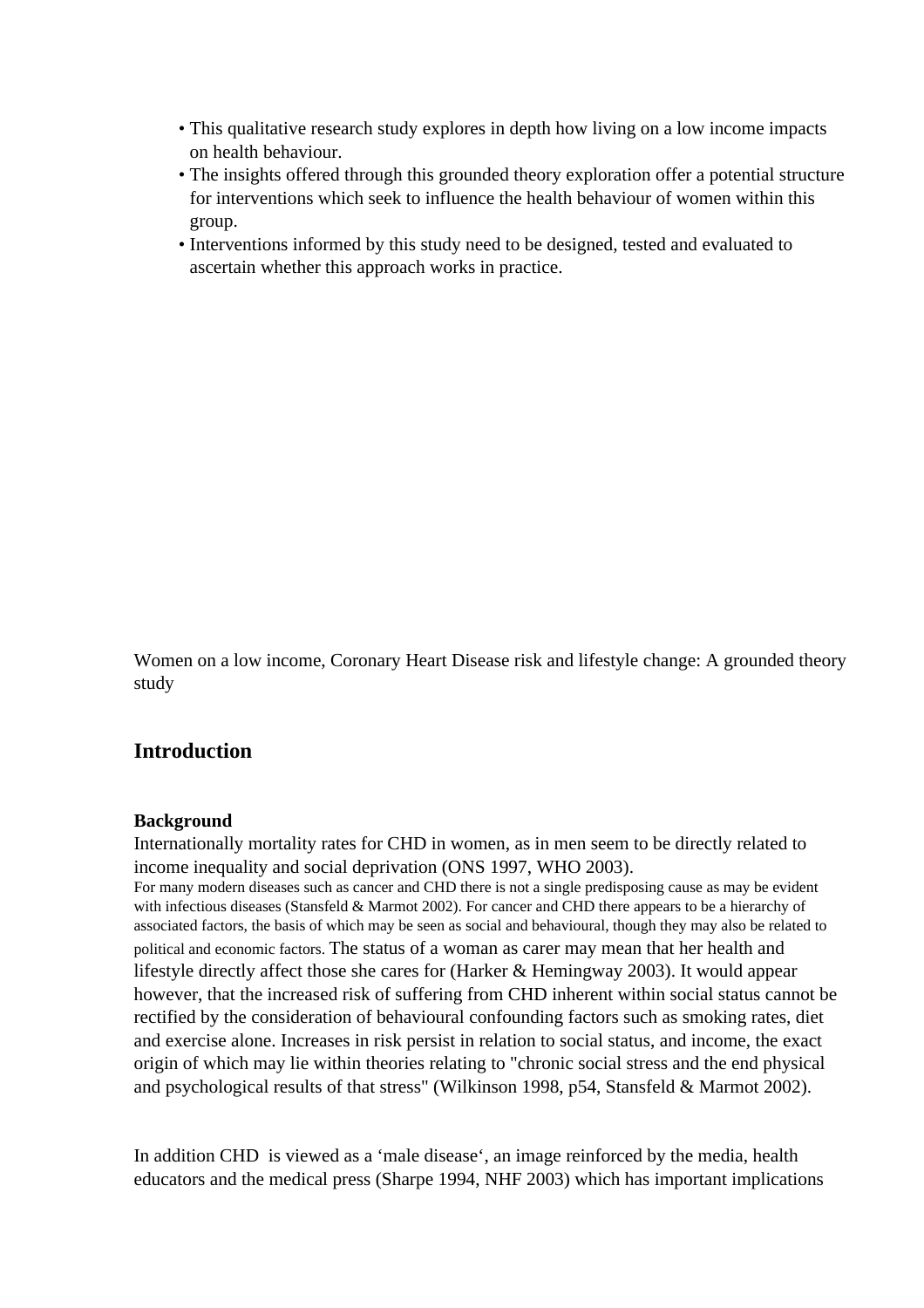- This qualitative research study explores in depth how living on a low income impacts on health behaviour.
- The insights offered through this grounded theory exploration offer a potential structure for interventions which seek to influence the health behaviour of women within this group.
- Interventions informed by this study need to be designed, tested and evaluated to ascertain whether this approach works in practice.

Women on a low income, Coronary Heart Disease risk and lifestyle change: A grounded theory study

## Introduction

### Background

Internationally mortality rates for CHD in women, as in men seem to be directly related to income inequality and social deprivation (ONS 1997, WHO 2003).
For many modern diseases such as cancer and CHD there is not a single predisposing cause as may be evident with infectious diseases (Stansfeld & Marmot 2002). For cancer and CHD there appears to be a hierarchy of associated factors, the basis of which may be seen as social and behavioural, though they may also be related to political and economic factors. The status of a woman as carer may mean that her health and lifestyle directly affect those she cares for (Harker & Hemingway 2003). It would appear however, that the increased risk of suffering from CHD inherent within social status cannot be rectified by the consideration of behavioural confounding factors such as smoking rates, diet and exercise alone. Increases in risk persist in relation to social status, and income, the exact origin of which may lie within theories relating to "chronic social stress and the end physical and psychological results of that stress" (Wilkinson 1998, p54, Stansfeld & Marmot 2002).

In addition CHD is viewed as a 'male disease', an image reinforced by the media, health educators and the medical press (Sharpe 1994, NHF 2003) which has important implications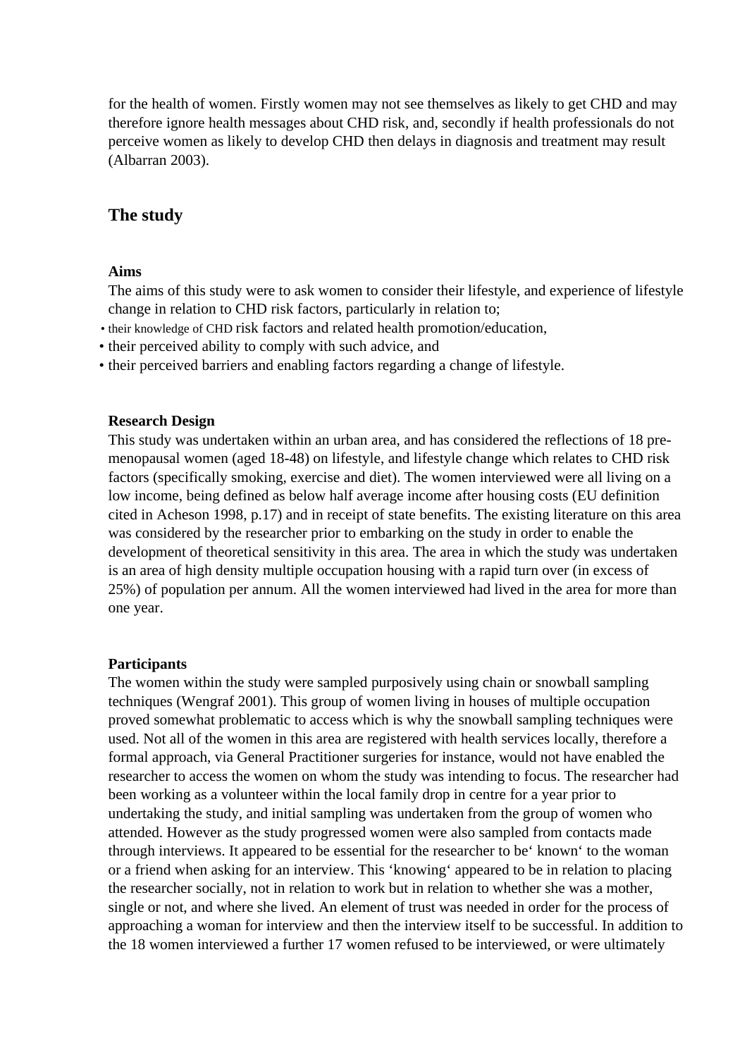for the health of women. Firstly women may not see themselves as likely to get CHD and may therefore ignore health messages about CHD risk, and, secondly if health professionals do not perceive women as likely to develop CHD then delays in diagnosis and treatment may result (Albarran 2003).

## The study

### Aims

The aims of this study were to ask women to consider their lifestyle, and experience of lifestyle change in relation to CHD risk factors, particularly in relation to;

- their knowledge of CHD risk factors and related health promotion/education,
- their perceived ability to comply with such advice, and
- their perceived barriers and enabling factors regarding a change of lifestyle.

### Research Design

This study was undertaken within an urban area, and has considered the reflections of 18 pre-menopausal women (aged 18-48) on lifestyle, and lifestyle change which relates to CHD risk factors (specifically smoking, exercise and diet). The women interviewed were all living on a low income, being defined as below half average income after housing costs (EU definition cited in Acheson 1998, p.17) and in receipt of state benefits. The existing literature on this area was considered by the researcher prior to embarking on the study in order to enable the development of theoretical sensitivity in this area. The area in which the study was undertaken is an area of high density multiple occupation housing with a rapid turn over (in excess of 25%) of population per annum. All the women interviewed had lived in the area for more than one year.

### Participants

The women within the study were sampled purposively using chain or snowball sampling techniques (Wengraf 2001). This group of women living in houses of multiple occupation proved somewhat problematic to access which is why the snowball sampling techniques were used. Not all of the women in this area are registered with health services locally, therefore a formal approach, via General Practitioner surgeries for instance, would not have enabled the researcher to access the women on whom the study was intending to focus. The researcher had been working as a volunteer within the local family drop in centre for a year prior to undertaking the study, and initial sampling was undertaken from the group of women who attended. However as the study progressed women were also sampled from contacts made through interviews. It appeared to be essential for the researcher to be' known' to the woman or a friend when asking for an interview. This 'knowing' appeared to be in relation to placing the researcher socially, not in relation to work but in relation to whether she was a mother, single or not, and where she lived. An element of trust was needed in order for the process of approaching a woman for interview and then the interview itself to be successful. In addition to the 18 women interviewed a further 17 women refused to be interviewed, or were ultimately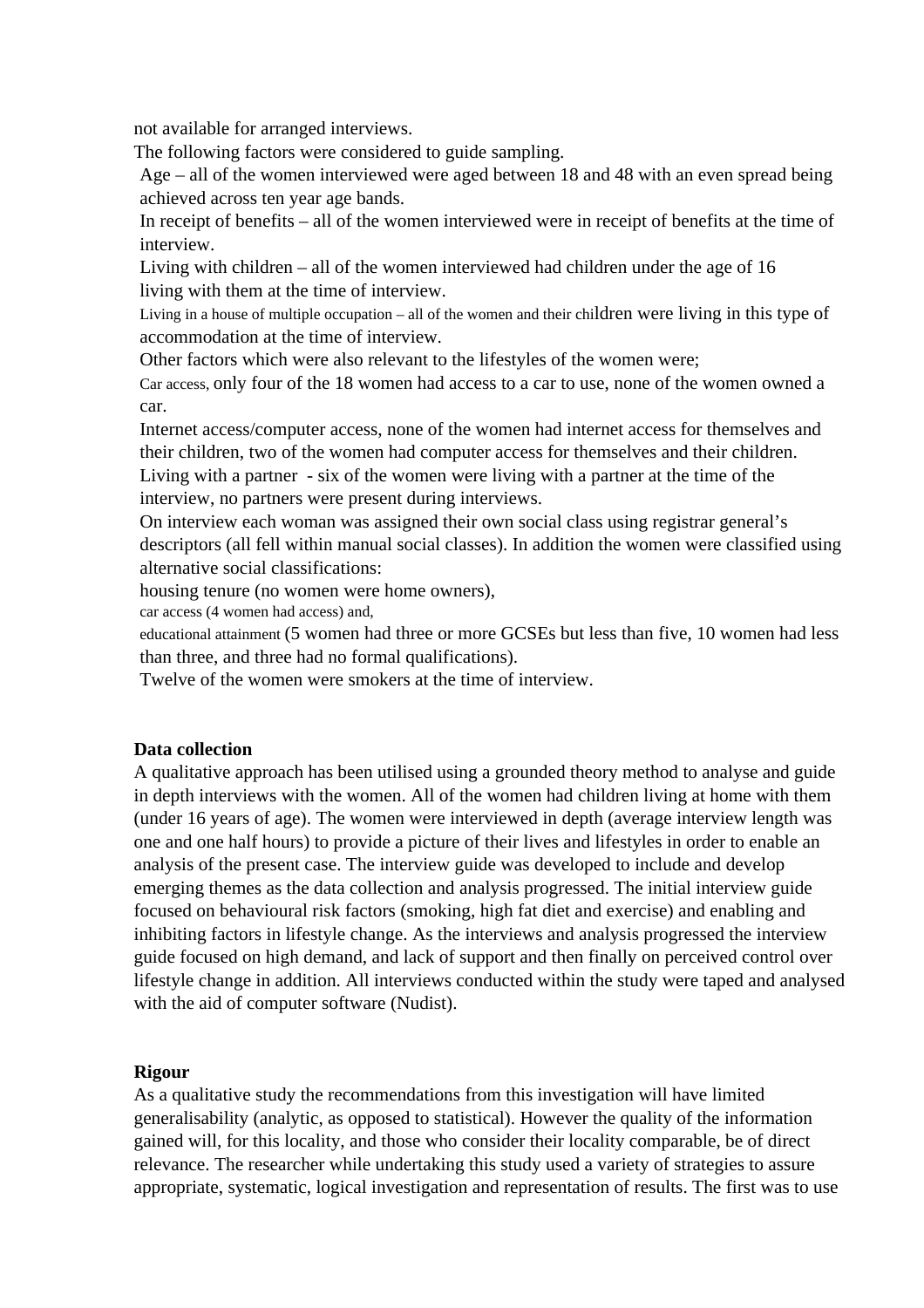not available for arranged interviews.

The following factors were considered to guide sampling.

Age – all of the women interviewed were aged between 18 and 48 with an even spread being achieved across ten year age bands.

In receipt of benefits – all of the women interviewed were in receipt of benefits at the time of interview.

Living with children – all of the women interviewed had children under the age of 16 living with them at the time of interview.

Living in a house of multiple occupation – all of the women and their children were living in this type of accommodation at the time of interview.

Other factors which were also relevant to the lifestyles of the women were;

Car access, only four of the 18 women had access to a car to use, none of the women owned a car.

Internet access/computer access, none of the women had internet access for themselves and their children, two of the women had computer access for themselves and their children.

Living with a partner - six of the women were living with a partner at the time of the interview, no partners were present during interviews.

On interview each woman was assigned their own social class using registrar general's descriptors (all fell within manual social classes). In addition the women were classified using alternative social classifications:

housing tenure (no women were home owners),

car access (4 women had access) and,

educational attainment (5 women had three or more GCSEs but less than five, 10 women had less than three, and three had no formal qualifications).

Twelve of the women were smokers at the time of interview.

**Data collection**

A qualitative approach has been utilised using a grounded theory method to analyse and guide in depth interviews with the women. All of the women had children living at home with them (under 16 years of age). The women were interviewed in depth (average interview length was one and one half hours) to provide a picture of their lives and lifestyles in order to enable an analysis of the present case. The interview guide was developed to include and develop emerging themes as the data collection and analysis progressed. The initial interview guide focused on behavioural risk factors (smoking, high fat diet and exercise) and enabling and inhibiting factors in lifestyle change. As the interviews and analysis progressed the interview guide focused on high demand, and lack of support and then finally on perceived control over lifestyle change in addition. All interviews conducted within the study were taped and analysed with the aid of computer software (Nudist).

**Rigour**

As a qualitative study the recommendations from this investigation will have limited generalisability (analytic, as opposed to statistical). However the quality of the information gained will, for this locality, and those who consider their locality comparable, be of direct relevance. The researcher while undertaking this study used a variety of strategies to assure appropriate, systematic, logical investigation and representation of results. The first was to use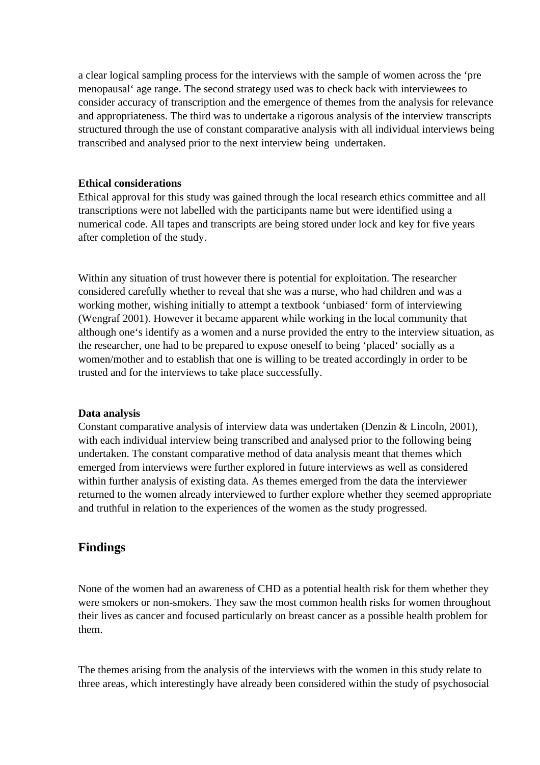a clear logical sampling process for the interviews with the sample of women across the 'pre menopausal' age range. The second strategy used was to check back with interviewees to consider accuracy of transcription and the emergence of themes from the analysis for relevance and appropriateness. The third was to undertake a rigorous analysis of the interview transcripts structured through the use of constant comparative analysis with all individual interviews being transcribed and analysed prior to the next interview being  undertaken.

**Ethical considerations**

Ethical approval for this study was gained through the local research ethics committee and all transcriptions were not labelled with the participants name but were identified using a numerical code. All tapes and transcripts are being stored under lock and key for five years after completion of the study.

Within any situation of trust however there is potential for exploitation. The researcher considered carefully whether to reveal that she was a nurse, who had children and was a working mother, wishing initially to attempt a textbook 'unbiased' form of interviewing (Wengraf 2001). However it became apparent while working in the local community that although one's identify as a women and a nurse provided the entry to the interview situation, as the researcher, one had to be prepared to expose oneself to being 'placed' socially as a women/mother and to establish that one is willing to be treated accordingly in order to be trusted and for the interviews to take place successfully.

**Data analysis**

Constant comparative analysis of interview data was undertaken (Denzin & Lincoln, 2001), with each individual interview being transcribed and analysed prior to the following being undertaken. The constant comparative method of data analysis meant that themes which emerged from interviews were further explored in future interviews as well as considered within further analysis of existing data. As themes emerged from the data the interviewer returned to the women already interviewed to further explore whether they seemed appropriate and truthful in relation to the experiences of the women as the study progressed.

## Findings

None of the women had an awareness of CHD as a potential health risk for them whether they were smokers or non-smokers. They saw the most common health risks for women throughout their lives as cancer and focused particularly on breast cancer as a possible health problem for them.

The themes arising from the analysis of the interviews with the women in this study relate to three areas, which interestingly have already been considered within the study of psychosocial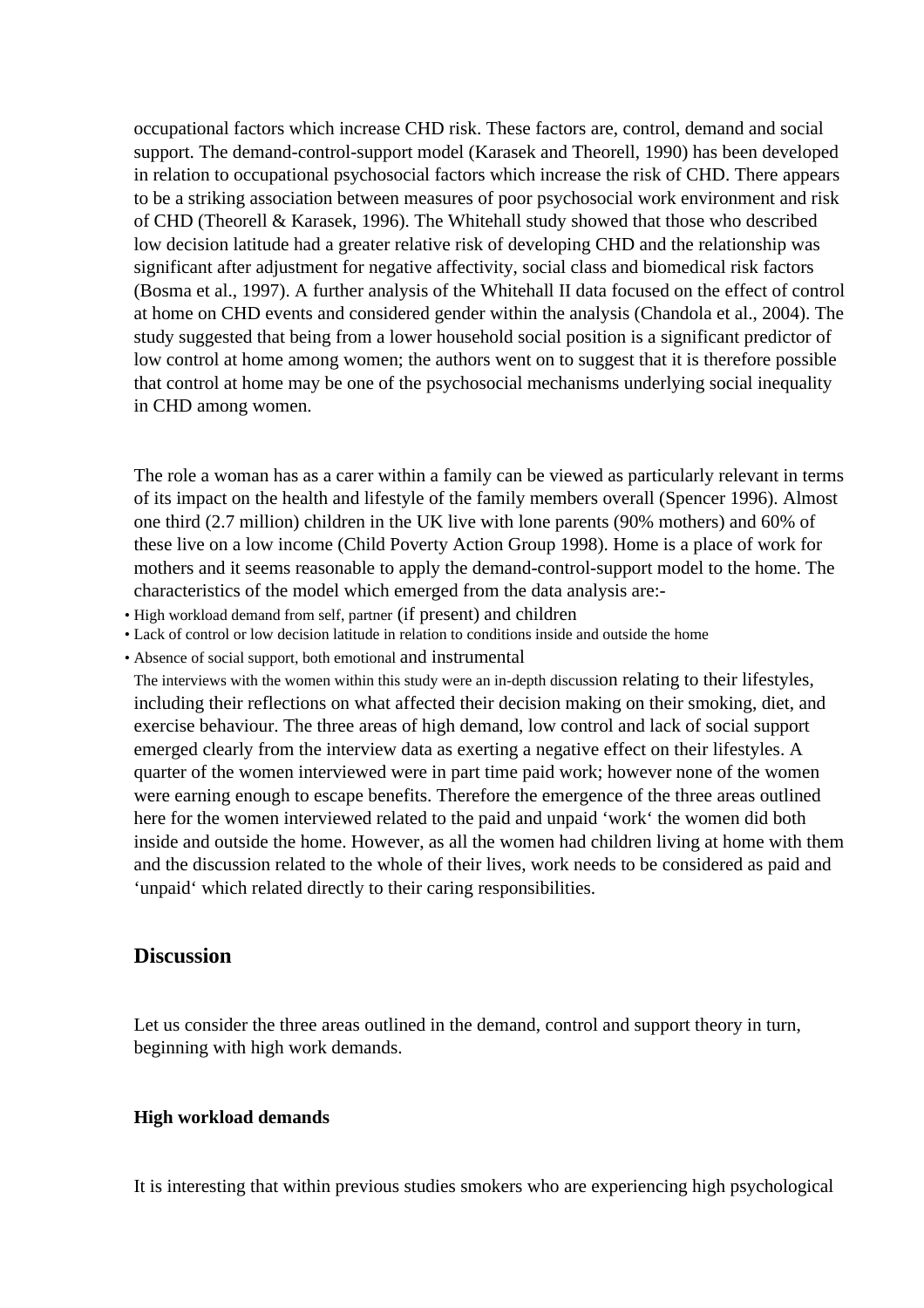occupational factors which increase CHD risk. These factors are, control, demand and social support. The demand-control-support model (Karasek and Theorell, 1990) has been developed in relation to occupational psychosocial factors which increase the risk of CHD. There appears to be a striking association between measures of poor psychosocial work environment and risk of CHD (Theorell & Karasek, 1996). The Whitehall study showed that those who described low decision latitude had a greater relative risk of developing CHD and the relationship was significant after adjustment for negative affectivity, social class and biomedical risk factors (Bosma et al., 1997). A further analysis of the Whitehall II data focused on the effect of control at home on CHD events and considered gender within the analysis (Chandola et al., 2004). The study suggested that being from a lower household social position is a significant predictor of low control at home among women; the authors went on to suggest that it is therefore possible that control at home may be one of the psychosocial mechanisms underlying social inequality in CHD among women.

The role a woman has as a carer within a family can be viewed as particularly relevant in terms of its impact on the health and lifestyle of the family members overall (Spencer 1996). Almost one third (2.7 million) children in the UK live with lone parents (90% mothers) and 60% of these live on a low income (Child Poverty Action Group 1998). Home is a place of work for mothers and it seems reasonable to apply the demand-control-support model to the home. The characteristics of the model which emerged from the data analysis are:-

- High workload demand from self, partner (if present) and children
- Lack of control or low decision latitude in relation to conditions inside and outside the home
- Absence of social support, both emotional and instrumental

The interviews with the women within this study were an in-depth discussion relating to their lifestyles, including their reflections on what affected their decision making on their smoking, diet, and exercise behaviour. The three areas of high demand, low control and lack of social support emerged clearly from the interview data as exerting a negative effect on their lifestyles. A quarter of the women interviewed were in part time paid work; however none of the women were earning enough to escape benefits. Therefore the emergence of the three areas outlined here for the women interviewed related to the paid and unpaid 'work' the women did both inside and outside the home. However, as all the women had children living at home with them and the discussion related to the whole of their lives, work needs to be considered as paid and 'unpaid' which related directly to their caring responsibilities.

## Discussion

Let us consider the three areas outlined in the demand, control and support theory in turn, beginning with high work demands.

### High workload demands

It is interesting that within previous studies smokers who are experiencing high psychological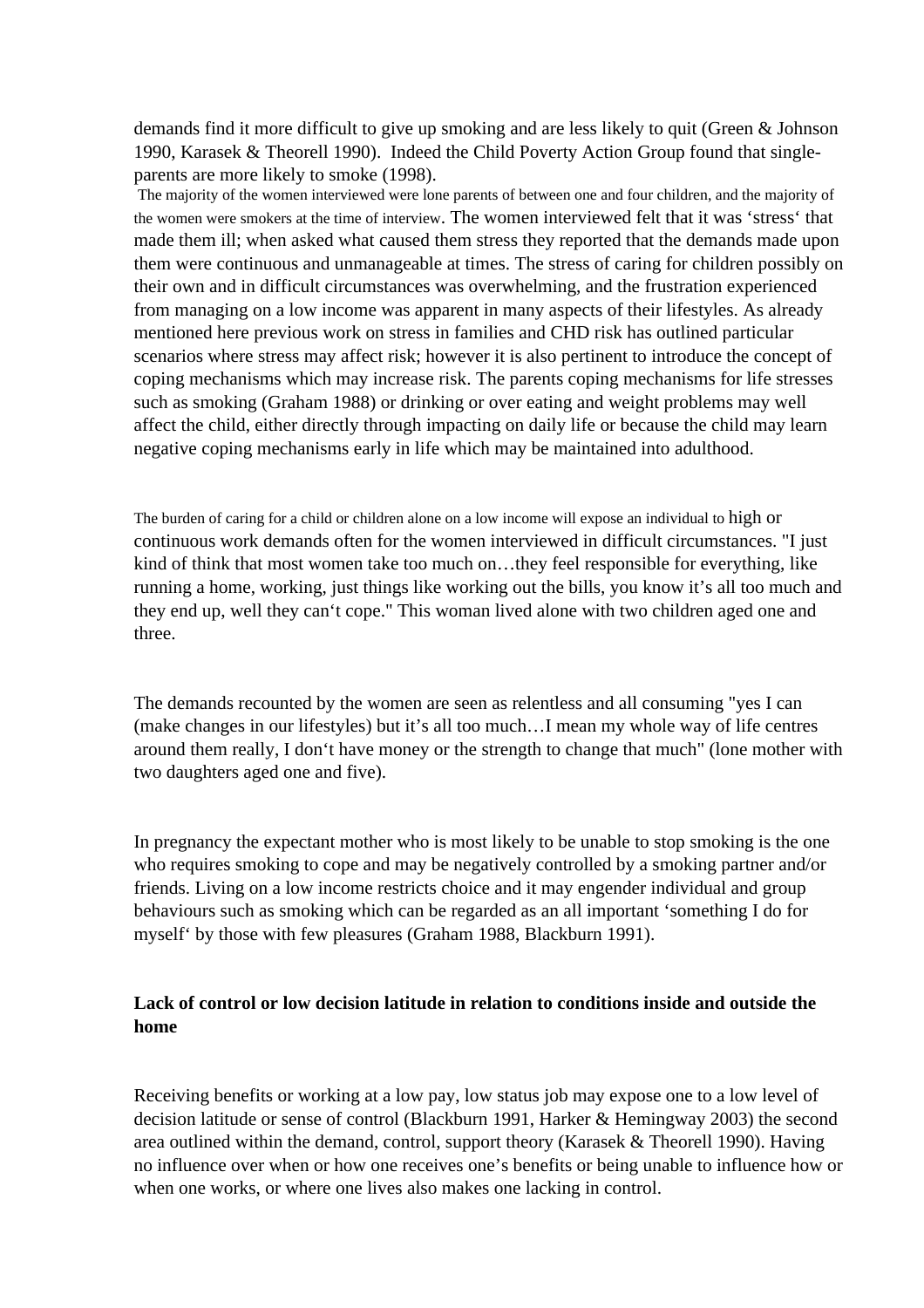demands find it more difficult to give up smoking and are less likely to quit (Green & Johnson 1990, Karasek & Theorell 1990). Indeed the Child Poverty Action Group found that single-parents are more likely to smoke (1998).

The majority of the women interviewed were lone parents of between one and four children, and the majority of the women were smokers at the time of interview. The women interviewed felt that it was 'stress' that made them ill; when asked what caused them stress they reported that the demands made upon them were continuous and unmanageable at times. The stress of caring for children possibly on their own and in difficult circumstances was overwhelming, and the frustration experienced from managing on a low income was apparent in many aspects of their lifestyles. As already mentioned here previous work on stress in families and CHD risk has outlined particular scenarios where stress may affect risk; however it is also pertinent to introduce the concept of coping mechanisms which may increase risk. The parents coping mechanisms for life stresses such as smoking (Graham 1988) or drinking or over eating and weight problems may well affect the child, either directly through impacting on daily life or because the child may learn negative coping mechanisms early in life which may be maintained into adulthood.

The burden of caring for a child or children alone on a low income will expose an individual to high or continuous work demands often for the women interviewed in difficult circumstances. "I just kind of think that most women take too much on…they feel responsible for everything, like running a home, working, just things like working out the bills, you know it's all too much and they end up, well they can't cope." This woman lived alone with two children aged one and three.

The demands recounted by the women are seen as relentless and all consuming "yes I can (make changes in our lifestyles) but it's all too much…I mean my whole way of life centres around them really, I don't have money or the strength to change that much" (lone mother with two daughters aged one and five).

In pregnancy the expectant mother who is most likely to be unable to stop smoking is the one who requires smoking to cope and may be negatively controlled by a smoking partner and/or friends. Living on a low income restricts choice and it may engender individual and group behaviours such as smoking which can be regarded as an all important 'something I do for myself' by those with few pleasures (Graham 1988, Blackburn 1991).

**Lack of control or low decision latitude in relation to conditions inside and outside the home**

Receiving benefits or working at a low pay, low status job may expose one to a low level of decision latitude or sense of control (Blackburn 1991, Harker & Hemingway 2003) the second area outlined within the demand, control, support theory (Karasek & Theorell 1990). Having no influence over when or how one receives one's benefits or being unable to influence how or when one works, or where one lives also makes one lacking in control.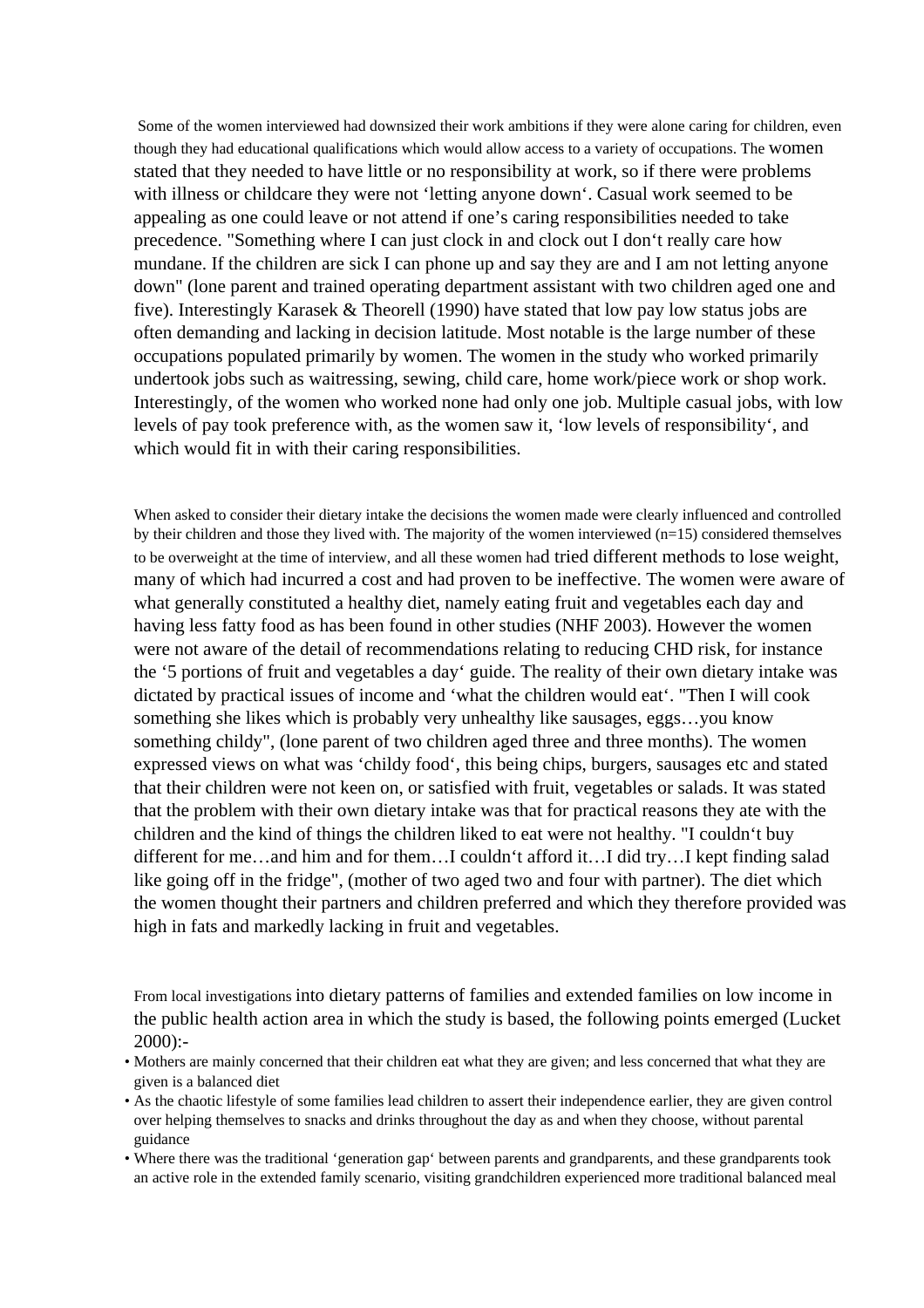Some of the women interviewed had downsized their work ambitions if they were alone caring for children, even though they had educational qualifications which would allow access to a variety of occupations. The women stated that they needed to have little or no responsibility at work, so if there were problems with illness or childcare they were not 'letting anyone down'. Casual work seemed to be appealing as one could leave or not attend if one's caring responsibilities needed to take precedence. "Something where I can just clock in and clock out I don't really care how mundane. If the children are sick I can phone up and say they are and I am not letting anyone down" (lone parent and trained operating department assistant with two children aged one and five). Interestingly Karasek & Theorell (1990) have stated that low pay low status jobs are often demanding and lacking in decision latitude. Most notable is the large number of these occupations populated primarily by women. The women in the study who worked primarily undertook jobs such as waitressing, sewing, child care, home work/piece work or shop work. Interestingly, of the women who worked none had only one job. Multiple casual jobs, with low levels of pay took preference with, as the women saw it, 'low levels of responsibility', and which would fit in with their caring responsibilities.

When asked to consider their dietary intake the decisions the women made were clearly influenced and controlled by their children and those they lived with. The majority of the women interviewed (n=15) considered themselves to be overweight at the time of interview, and all these women had tried different methods to lose weight, many of which had incurred a cost and had proven to be ineffective. The women were aware of what generally constituted a healthy diet, namely eating fruit and vegetables each day and having less fatty food as has been found in other studies (NHF 2003). However the women were not aware of the detail of recommendations relating to reducing CHD risk, for instance the '5 portions of fruit and vegetables a day' guide. The reality of their own dietary intake was dictated by practical issues of income and 'what the children would eat'. "Then I will cook something she likes which is probably very unhealthy like sausages, eggs…you know something childy", (lone parent of two children aged three and three months). The women expressed views on what was 'childy food', this being chips, burgers, sausages etc and stated that their children were not keen on, or satisfied with fruit, vegetables or salads. It was stated that the problem with their own dietary intake was that for practical reasons they ate with the children and the kind of things the children liked to eat were not healthy. "I couldn't buy different for me…and him and for them…I couldn't afford it…I did try…I kept finding salad like going off in the fridge", (mother of two aged two and four with partner). The diet which the women thought their partners and children preferred and which they therefore provided was high in fats and markedly lacking in fruit and vegetables.

From local investigations into dietary patterns of families and extended families on low income in the public health action area in which the study is based, the following points emerged (Lucket 2000):-

- Mothers are mainly concerned that their children eat what they are given; and less concerned that what they are given is a balanced diet
- As the chaotic lifestyle of some families lead children to assert their independence earlier, they are given control over helping themselves to snacks and drinks throughout the day as and when they choose, without parental guidance
- Where there was the traditional 'generation gap' between parents and grandparents, and these grandparents took an active role in the extended family scenario, visiting grandchildren experienced more traditional balanced meal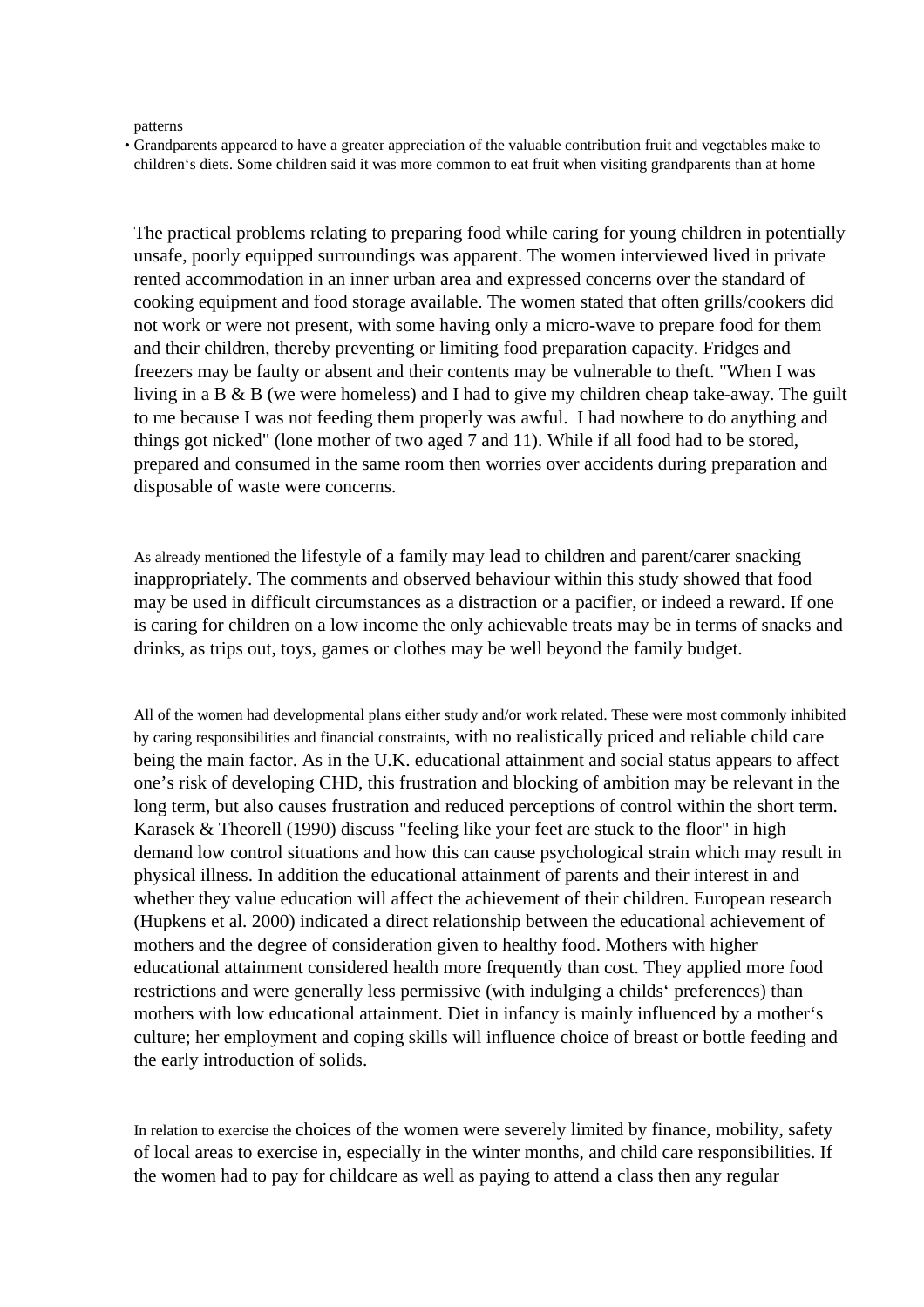patterns

- Grandparents appeared to have a greater appreciation of the valuable contribution fruit and vegetables make to children's diets. Some children said it was more common to eat fruit when visiting grandparents than at home

The practical problems relating to preparing food while caring for young children in potentially unsafe, poorly equipped surroundings was apparent. The women interviewed lived in private rented accommodation in an inner urban area and expressed concerns over the standard of cooking equipment and food storage available. The women stated that often grills/cookers did not work or were not present, with some having only a micro-wave to prepare food for them and their children, thereby preventing or limiting food preparation capacity. Fridges and freezers may be faulty or absent and their contents may be vulnerable to theft. "When I was living in a B & B (we were homeless) and I had to give my children cheap take-away. The guilt to me because I was not feeding them properly was awful. I had nowhere to do anything and things got nicked" (lone mother of two aged 7 and 11). While if all food had to be stored, prepared and consumed in the same room then worries over accidents during preparation and disposable of waste were concerns.

As already mentioned the lifestyle of a family may lead to children and parent/carer snacking inappropriately. The comments and observed behaviour within this study showed that food may be used in difficult circumstances as a distraction or a pacifier, or indeed a reward. If one is caring for children on a low income the only achievable treats may be in terms of snacks and drinks, as trips out, toys, games or clothes may be well beyond the family budget.

All of the women had developmental plans either study and/or work related. These were most commonly inhibited by caring responsibilities and financial constraints, with no realistically priced and reliable child care being the main factor. As in the U.K. educational attainment and social status appears to affect one's risk of developing CHD, this frustration and blocking of ambition may be relevant in the long term, but also causes frustration and reduced perceptions of control within the short term. Karasek & Theorell (1990) discuss "feeling like your feet are stuck to the floor" in high demand low control situations and how this can cause psychological strain which may result in physical illness. In addition the educational attainment of parents and their interest in and whether they value education will affect the achievement of their children. European research (Hupkens et al. 2000) indicated a direct relationship between the educational achievement of mothers and the degree of consideration given to healthy food. Mothers with higher educational attainment considered health more frequently than cost. They applied more food restrictions and were generally less permissive (with indulging a childs' preferences) than mothers with low educational attainment. Diet in infancy is mainly influenced by a mother's culture; her employment and coping skills will influence choice of breast or bottle feeding and the early introduction of solids.

In relation to exercise the choices of the women were severely limited by finance, mobility, safety of local areas to exercise in, especially in the winter months, and child care responsibilities. If the women had to pay for childcare as well as paying to attend a class then any regular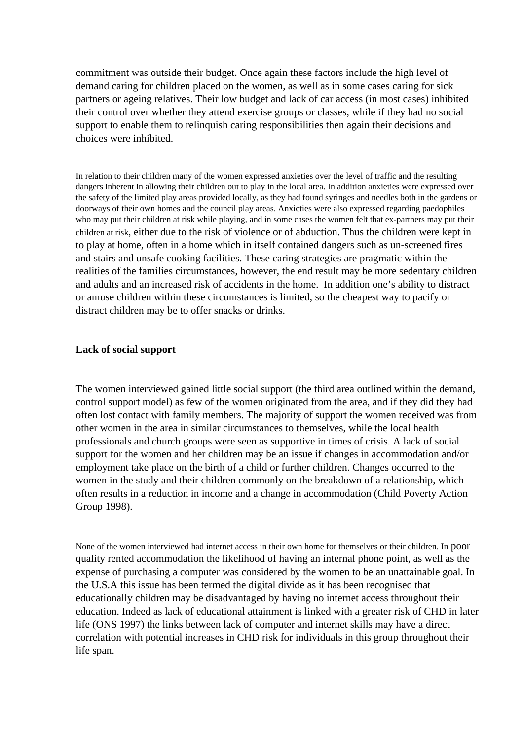commitment was outside their budget. Once again these factors include the high level of demand caring for children placed on the women, as well as in some cases caring for sick partners or ageing relatives. Their low budget and lack of car access (in most cases) inhibited their control over whether they attend exercise groups or classes, while if they had no social support to enable them to relinquish caring responsibilities then again their decisions and choices were inhibited.

In relation to their children many of the women expressed anxieties over the level of traffic and the resulting dangers inherent in allowing their children out to play in the local area. In addition anxieties were expressed over the safety of the limited play areas provided locally, as they had found syringes and needles both in the gardens or doorways of their own homes and the council play areas. Anxieties were also expressed regarding paedophiles who may put their children at risk while playing, and in some cases the women felt that ex-partners may put their children at risk, either due to the risk of violence or of abduction. Thus the children were kept in to play at home, often in a home which in itself contained dangers such as un-screened fires and stairs and unsafe cooking facilities. These caring strategies are pragmatic within the realities of the families circumstances, however, the end result may be more sedentary children and adults and an increased risk of accidents in the home. In addition one's ability to distract or amuse children within these circumstances is limited, so the cheapest way to pacify or distract children may be to offer snacks or drinks.

**Lack of social support**

The women interviewed gained little social support (the third area outlined within the demand, control support model) as few of the women originated from the area, and if they did they had often lost contact with family members. The majority of support the women received was from other women in the area in similar circumstances to themselves, while the local health professionals and church groups were seen as supportive in times of crisis. A lack of social support for the women and her children may be an issue if changes in accommodation and/or employment take place on the birth of a child or further children. Changes occurred to the women in the study and their children commonly on the breakdown of a relationship, which often results in a reduction in income and a change in accommodation (Child Poverty Action Group 1998).

None of the women interviewed had internet access in their own home for themselves or their children. In poor quality rented accommodation the likelihood of having an internal phone point, as well as the expense of purchasing a computer was considered by the women to be an unattainable goal. In the U.S.A this issue has been termed the digital divide as it has been recognised that educationally children may be disadvantaged by having no internet access throughout their education. Indeed as lack of educational attainment is linked with a greater risk of CHD in later life (ONS 1997) the links between lack of computer and internet skills may have a direct correlation with potential increases in CHD risk for individuals in this group throughout their life span.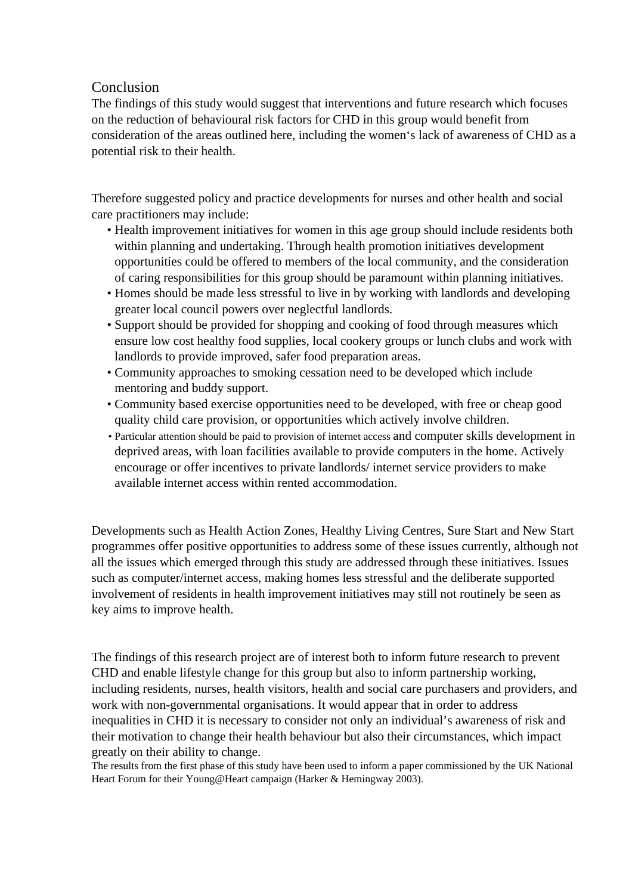## Conclusion

The findings of this study would suggest that interventions and future research which focuses on the reduction of behavioural risk factors for CHD in this group would benefit from consideration of the areas outlined here, including the women's lack of awareness of CHD as a potential risk to their health.

Therefore suggested policy and practice developments for nurses and other health and social care practitioners may include:

- Health improvement initiatives for women in this age group should include residents both within planning and undertaking. Through health promotion initiatives development opportunities could be offered to members of the local community, and the consideration of caring responsibilities for this group should be paramount within planning initiatives.
- Homes should be made less stressful to live in by working with landlords and developing greater local council powers over neglectful landlords.
- Support should be provided for shopping and cooking of food through measures which ensure low cost healthy food supplies, local cookery groups or lunch clubs and work with landlords to provide improved, safer food preparation areas.
- Community approaches to smoking cessation need to be developed which include mentoring and buddy support.
- Community based exercise opportunities need to be developed, with free or cheap good quality child care provision, or opportunities which actively involve children.
- Particular attention should be paid to provision of internet access and computer skills development in deprived areas, with loan facilities available to provide computers in the home. Actively encourage or offer incentives to private landlords/ internet service providers to make available internet access within rented accommodation.

Developments such as Health Action Zones, Healthy Living Centres, Sure Start and New Start programmes offer positive opportunities to address some of these issues currently, although not all the issues which emerged through this study are addressed through these initiatives. Issues such as computer/internet access, making homes less stressful and the deliberate supported involvement of residents in health improvement initiatives may still not routinely be seen as key aims to improve health.

The findings of this research project are of interest both to inform future research to prevent CHD and enable lifestyle change for this group but also to inform partnership working, including residents, nurses, health visitors, health and social care purchasers and providers, and work with non-governmental organisations. It would appear that in order to address inequalities in CHD it is necessary to consider not only an individual's awareness of risk and their motivation to change their health behaviour but also their circumstances, which impact greatly on their ability to change.

The results from the first phase of this study have been used to inform a paper commissioned by the UK National Heart Forum for their Young@Heart campaign (Harker & Hemingway 2003).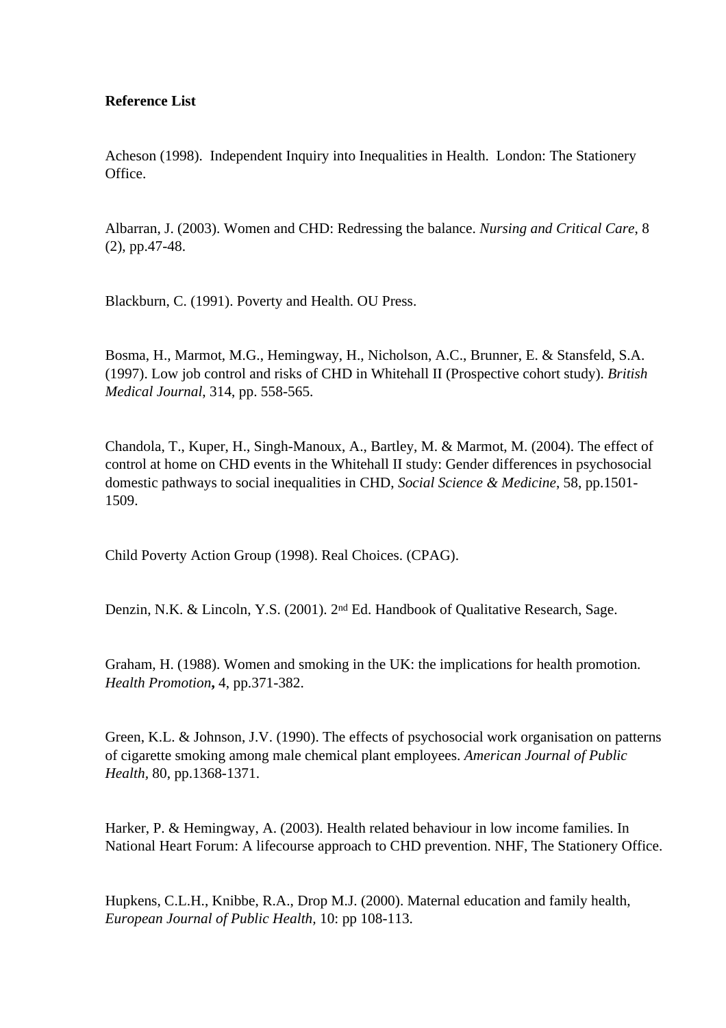**Reference List**

Acheson (1998). Independent Inquiry into Inequalities in Health. London: The Stationery Office.

Albarran, J. (2003). Women and CHD: Redressing the balance. *Nursing and Critical Care*, 8 (2), pp.47-48.

Blackburn, C. (1991). Poverty and Health. OU Press.

Bosma, H., Marmot, M.G., Hemingway, H., Nicholson, A.C., Brunner, E. & Stansfeld, S.A. (1997). Low job control and risks of CHD in Whitehall II (Prospective cohort study). *British Medical Journal*, 314, pp. 558-565.

Chandola, T., Kuper, H., Singh-Manoux, A., Bartley, M. & Marmot, M. (2004). The effect of control at home on CHD events in the Whitehall II study: Gender differences in psychosocial domestic pathways to social inequalities in CHD, *Social Science & Medicine*, 58, pp.1501-1509.

Child Poverty Action Group (1998). Real Choices. (CPAG).

Denzin, N.K. & Lincoln, Y.S. (2001). 2nd Ed. Handbook of Qualitative Research, Sage.

Graham, H. (1988). Women and smoking in the UK: the implications for health promotion. *Health Promotion***,** 4, pp.371-382.

Green, K.L. & Johnson, J.V. (1990). The effects of psychosocial work organisation on patterns of cigarette smoking among male chemical plant employees. *American Journal of Public Health*, 80, pp.1368-1371.

Harker, P. & Hemingway, A. (2003). Health related behaviour in low income families. In National Heart Forum: A lifecourse approach to CHD prevention. NHF, The Stationery Office.

Hupkens, C.L.H., Knibbe, R.A., Drop M.J. (2000). Maternal education and family health, *European Journal of Public Health*, 10: pp 108-113.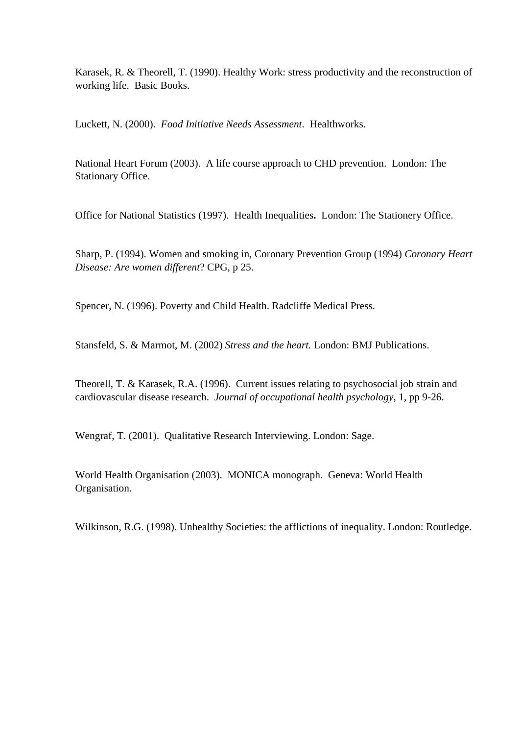Karasek, R. & Theorell, T. (1990). Healthy Work: stress productivity and the reconstruction of working life. Basic Books.

Luckett, N. (2000). *Food Initiative Needs Assessment*. Healthworks.

National Heart Forum (2003). A life course approach to CHD prevention. London: The Stationary Office.

Office for National Statistics (1997). Health Inequalities**.** London: The Stationery Office.

Sharp, P. (1994). Women and smoking in, Coronary Prevention Group (1994) *Coronary Heart Disease: Are women different*? CPG, p 25.

Spencer, N. (1996). Poverty and Child Health. Radcliffe Medical Press.

Stansfeld, S. & Marmot, M. (2002) *Stress and the heart.* London: BMJ Publications.

Theorell, T. & Karasek, R.A. (1996). Current issues relating to psychosocial job strain and cardiovascular disease research. *Journal of occupational health psychology*, 1, pp 9-26.

Wengraf, T. (2001). Qualitative Research Interviewing. London: Sage.

World Health Organisation (2003). MONICA monograph. Geneva: World Health Organisation.

Wilkinson, R.G. (1998). Unhealthy Societies: the afflictions of inequality. London: Routledge.